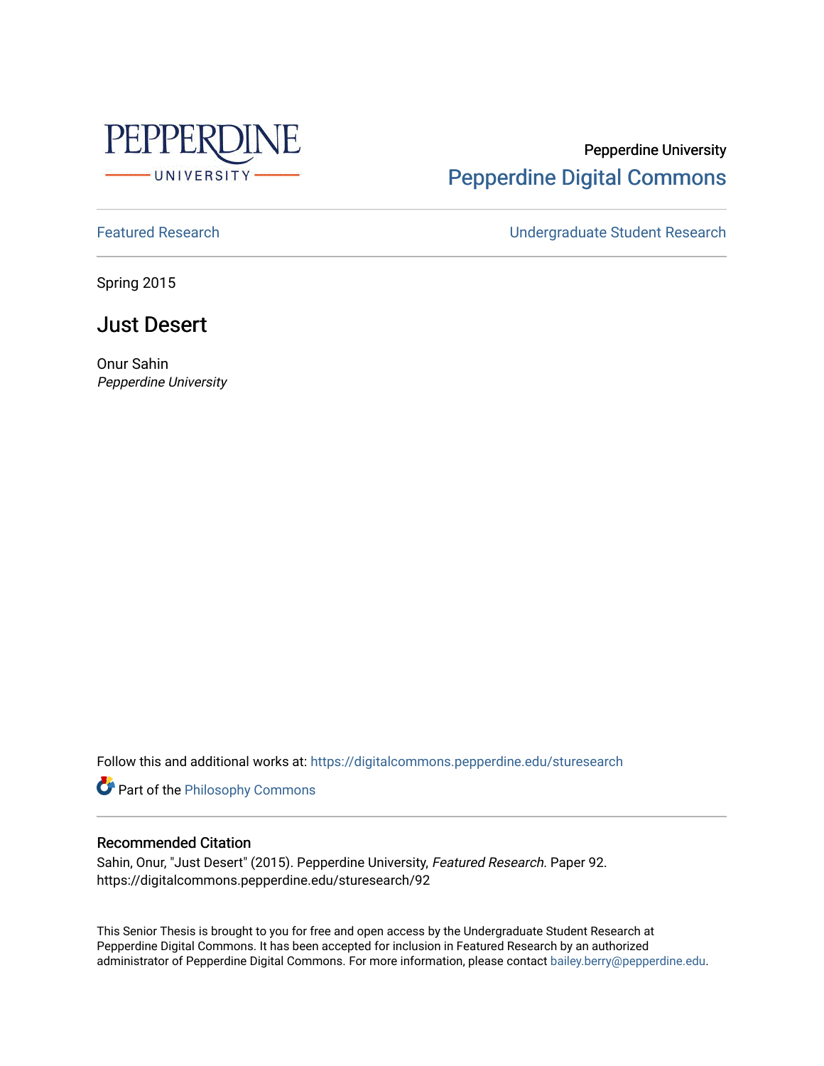Pepperdine University

Pepperdine Digital Commons

Featured Research | Undergraduate Student Research

Spring 2015

# Just Desert

Onur Sahin
*Pepperdine University*

Follow this and additional works at: https://digitalcommons.pepperdine.edu/sturesearch

Part of the Philosophy Commons

## Recommended Citation

Sahin, Onur, "Just Desert" (2015). Pepperdine University, *Featured Research.* Paper 92.
https://digitalcommons.pepperdine.edu/sturesearch/92

This Senior Thesis is brought to you for free and open access by the Undergraduate Student Research at Pepperdine Digital Commons. It has been accepted for inclusion in Featured Research by an authorized administrator of Pepperdine Digital Commons. For more information, please contact bailey.berry@pepperdine.edu.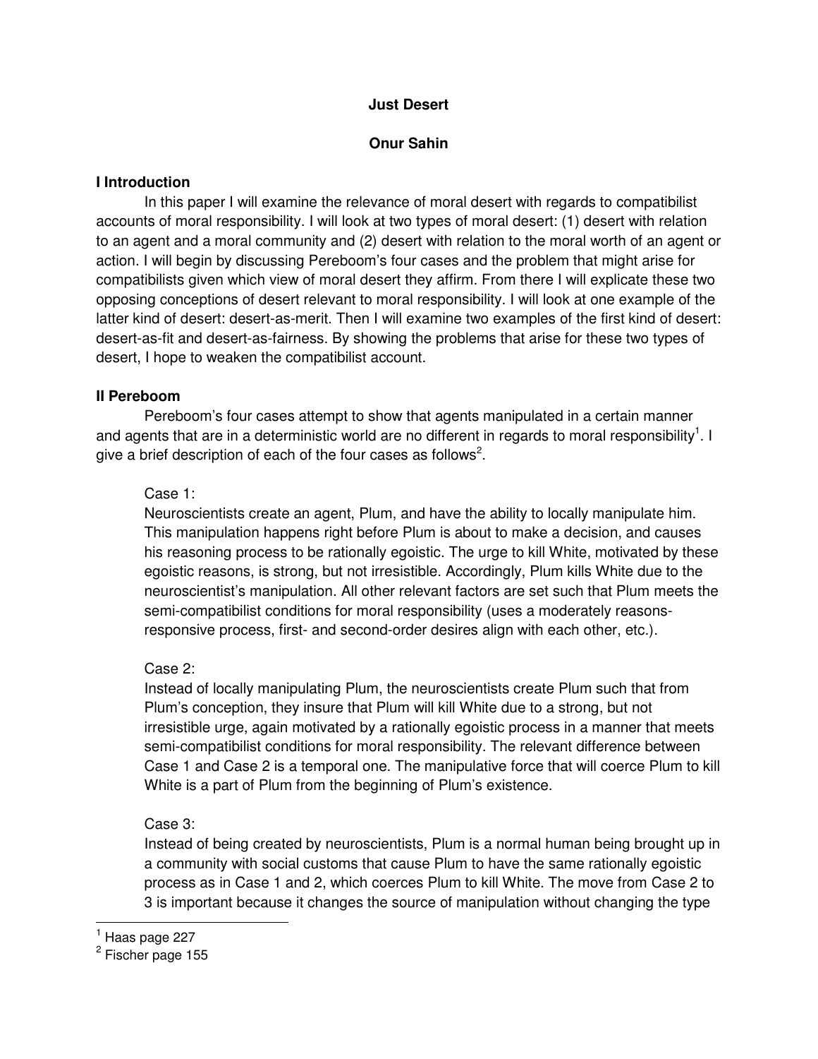**Just Desert**

**Onur Sahin**

## I Introduction

In this paper I will examine the relevance of moral desert with regards to compatibilist accounts of moral responsibility. I will look at two types of moral desert: (1) desert with relation to an agent and a moral community and (2) desert with relation to the moral worth of an agent or action. I will begin by discussing Pereboom's four cases and the problem that might arise for compatibilists given which view of moral desert they affirm. From there I will explicate these two opposing conceptions of desert relevant to moral responsibility. I will look at one example of the latter kind of desert: desert-as-merit. Then I will examine two examples of the first kind of desert: desert-as-fit and desert-as-fairness. By showing the problems that arise for these two types of desert, I hope to weaken the compatibilist account.

## II Pereboom

Pereboom's four cases attempt to show that agents manipulated in a certain manner and agents that are in a deterministic world are no different in regards to moral responsibility[1]. I give a brief description of each of the four cases as follows[2].

> Case 1:
> Neuroscientists create an agent, Plum, and have the ability to locally manipulate him. This manipulation happens right before Plum is about to make a decision, and causes his reasoning process to be rationally egoistic. The urge to kill White, motivated by these egoistic reasons, is strong, but not irresistible. Accordingly, Plum kills White due to the neuroscientist's manipulation. All other relevant factors are set such that Plum meets the semi-compatibilist conditions for moral responsibility (uses a moderately reasons-responsive process, first- and second-order desires align with each other, etc.).
>
> Case 2:
> Instead of locally manipulating Plum, the neuroscientists create Plum such that from Plum's conception, they insure that Plum will kill White due to a strong, but not irresistible urge, again motivated by a rationally egoistic process in a manner that meets semi-compatibilist conditions for moral responsibility. The relevant difference between Case 1 and Case 2 is a temporal one. The manipulative force that will coerce Plum to kill White is a part of Plum from the beginning of Plum's existence.
>
> Case 3:
> Instead of being created by neuroscientists, Plum is a normal human being brought up in a community with social customs that cause Plum to have the same rationally egoistic process as in Case 1 and 2, which coerces Plum to kill White. The move from Case 2 to 3 is important because it changes the source of manipulation without changing the type

[1] Haas page 227

[2] Fischer page 155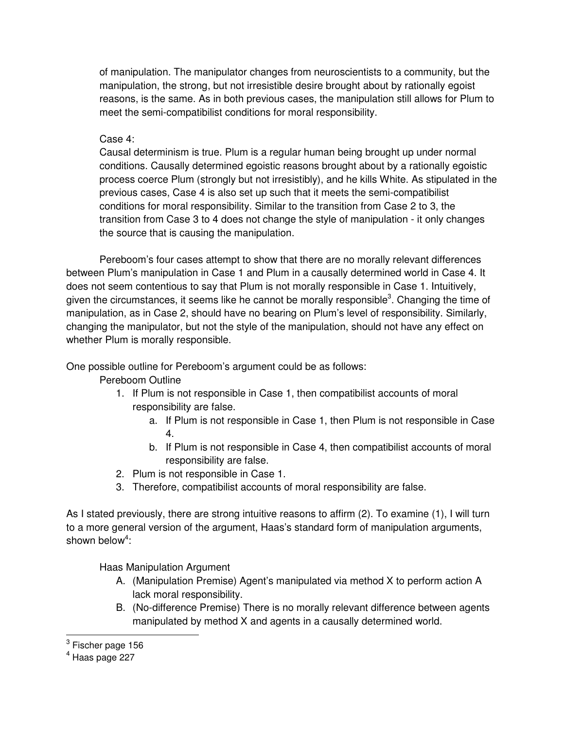of manipulation. The manipulator changes from neuroscientists to a community, but the manipulation, the strong, but not irresistible desire brought about by rationally egoist reasons, is the same. As in both previous cases, the manipulation still allows for Plum to meet the semi-compatibilist conditions for moral responsibility.

Case 4:
Causal determinism is true. Plum is a regular human being brought up under normal conditions. Causally determined egoistic reasons brought about by a rationally egoistic process coerce Plum (strongly but not irresistibly), and he kills White. As stipulated in the previous cases, Case 4 is also set up such that it meets the semi-compatibilist conditions for moral responsibility. Similar to the transition from Case 2 to 3, the transition from Case 3 to 4 does not change the style of manipulation - it only changes the source that is causing the manipulation.

Pereboom's four cases attempt to show that there are no morally relevant differences between Plum's manipulation in Case 1 and Plum in a causally determined world in Case 4. It does not seem contentious to say that Plum is not morally responsible in Case 1. Intuitively, given the circumstances, it seems like he cannot be morally responsible[3]. Changing the time of manipulation, as in Case 2, should have no bearing on Plum's level of responsibility. Similarly, changing the manipulator, but not the style of the manipulation, should not have any effect on whether Plum is morally responsible.

One possible outline for Pereboom's argument could be as follows:

Pereboom Outline

1. If Plum is not responsible in Case 1, then compatibilist accounts of moral responsibility are false.
   a. If Plum is not responsible in Case 1, then Plum is not responsible in Case 4.
   b. If Plum is not responsible in Case 4, then compatibilist accounts of moral responsibility are false.
2. Plum is not responsible in Case 1.
3. Therefore, compatibilist accounts of moral responsibility are false.

As I stated previously, there are strong intuitive reasons to affirm (2). To examine (1), I will turn to a more general version of the argument, Haas's standard form of manipulation arguments, shown below[4]:

Haas Manipulation Argument

A. (Manipulation Premise) Agent's manipulated via method X to perform action A lack moral responsibility.
B. (No-difference Premise) There is no morally relevant difference between agents manipulated by method X and agents in a causally determined world.

---

[3] Fischer page 156
[4] Haas page 227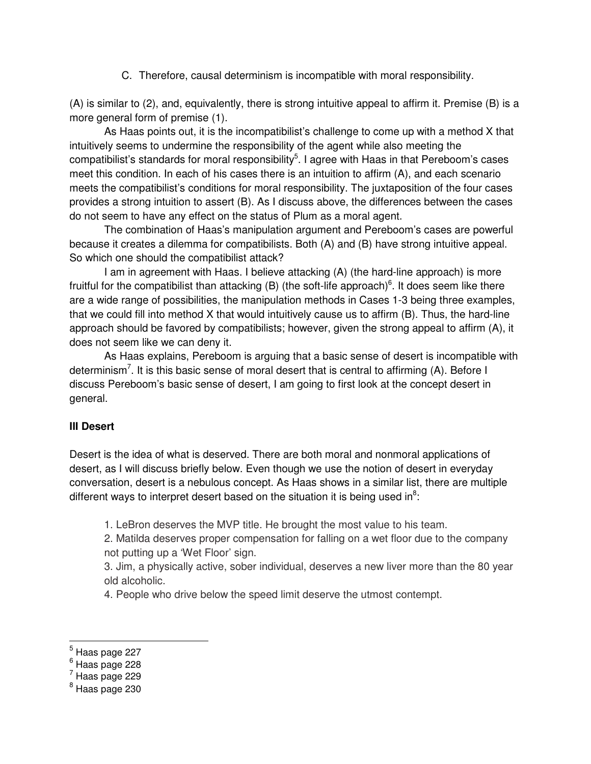C. Therefore, causal determinism is incompatible with moral responsibility.

(A) is similar to (2), and, equivalently, there is strong intuitive appeal to affirm it. Premise (B) is a more general form of premise (1).

As Haas points out, it is the incompatibilist's challenge to come up with a method X that intuitively seems to undermine the responsibility of the agent while also meeting the compatibilist's standards for moral responsibility[5]. I agree with Haas in that Pereboom's cases meet this condition. In each of his cases there is an intuition to affirm (A), and each scenario meets the compatibilist's conditions for moral responsibility. The juxtaposition of the four cases provides a strong intuition to assert (B). As I discuss above, the differences between the cases do not seem to have any effect on the status of Plum as a moral agent.

The combination of Haas's manipulation argument and Pereboom's cases are powerful because it creates a dilemma for compatibilists. Both (A) and (B) have strong intuitive appeal. So which one should the compatibilist attack?

I am in agreement with Haas. I believe attacking (A) (the hard-line approach) is more fruitful for the compatibilist than attacking (B) (the soft-life approach)[6]. It does seem like there are a wide range of possibilities, the manipulation methods in Cases 1-3 being three examples, that we could fill into method X that would intuitively cause us to affirm (B). Thus, the hard-line approach should be favored by compatibilists; however, given the strong appeal to affirm (A), it does not seem like we can deny it.

As Haas explains, Pereboom is arguing that a basic sense of desert is incompatible with determinism[7]. It is this basic sense of moral desert that is central to affirming (A). Before I discuss Pereboom's basic sense of desert, I am going to first look at the concept desert in general.

## III Desert

Desert is the idea of what is deserved. There are both moral and nonmoral applications of desert, as I will discuss briefly below. Even though we use the notion of desert in everyday conversation, desert is a nebulous concept. As Haas shows in a similar list, there are multiple different ways to interpret desert based on the situation it is being used in[8]:

1. LeBron deserves the MVP title. He brought the most value to his team.
2. Matilda deserves proper compensation for falling on a wet floor due to the company not putting up a 'Wet Floor' sign.
3. Jim, a physically active, sober individual, deserves a new liver more than the 80 year old alcoholic.
4. People who drive below the speed limit deserve the utmost contempt.

---

[5] Haas page 227
[6] Haas page 228
[7] Haas page 229
[8] Haas page 230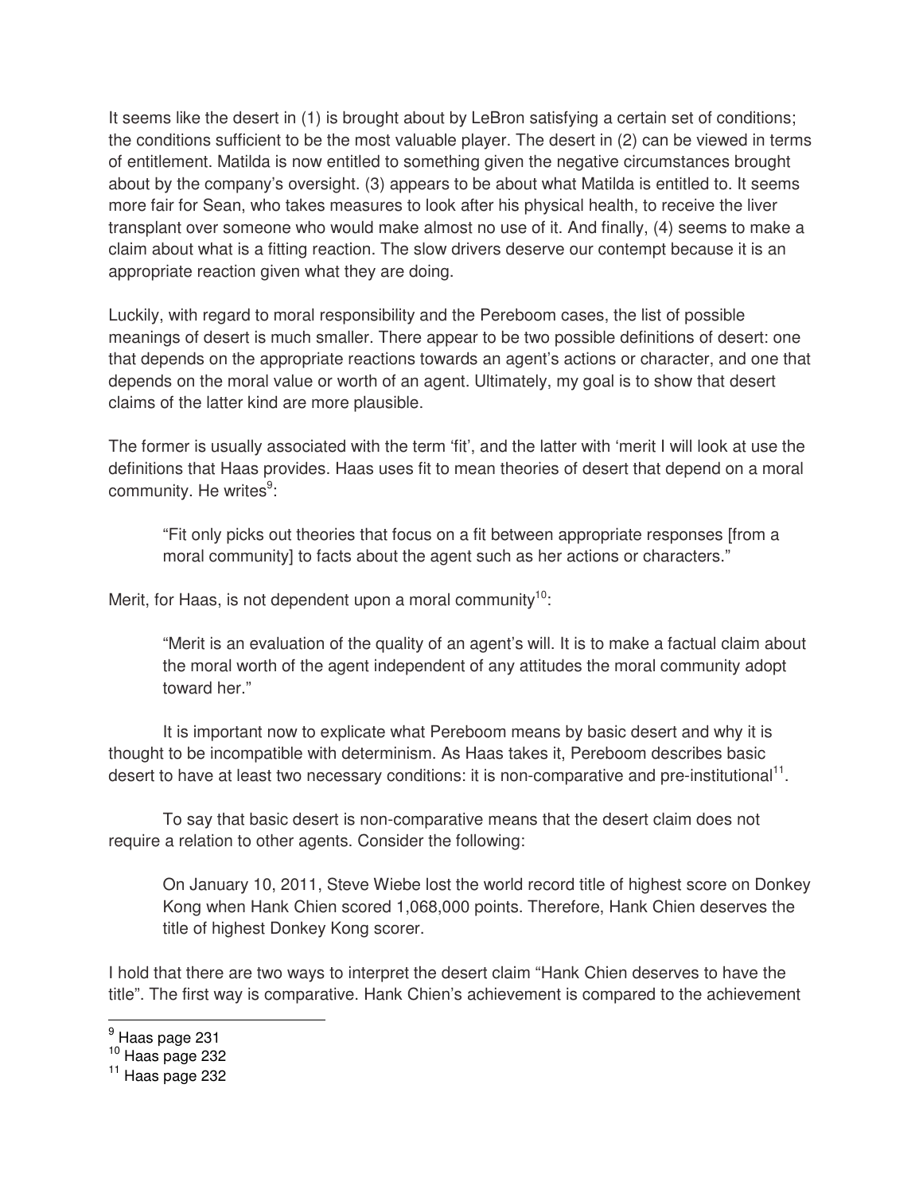It seems like the desert in (1) is brought about by LeBron satisfying a certain set of conditions; the conditions sufficient to be the most valuable player. The desert in (2) can be viewed in terms of entitlement. Matilda is now entitled to something given the negative circumstances brought about by the company's oversight. (3) appears to be about what Matilda is entitled to. It seems more fair for Sean, who takes measures to look after his physical health, to receive the liver transplant over someone who would make almost no use of it. And finally, (4) seems to make a claim about what is a fitting reaction. The slow drivers deserve our contempt because it is an appropriate reaction given what they are doing.

Luckily, with regard to moral responsibility and the Pereboom cases, the list of possible meanings of desert is much smaller. There appear to be two possible definitions of desert: one that depends on the appropriate reactions towards an agent's actions or character, and one that depends on the moral value or worth of an agent. Ultimately, my goal is to show that desert claims of the latter kind are more plausible.

The former is usually associated with the term 'fit', and the latter with 'merit I will look at use the definitions that Haas provides. Haas uses fit to mean theories of desert that depend on a moral community. He writes[9]:

> "Fit only picks out theories that focus on a fit between appropriate responses [from a moral community] to facts about the agent such as her actions or characters."

Merit, for Haas, is not dependent upon a moral community[10]:

> "Merit is an evaluation of the quality of an agent's will. It is to make a factual claim about the moral worth of the agent independent of any attitudes the moral community adopt toward her."

It is important now to explicate what Pereboom means by basic desert and why it is thought to be incompatible with determinism. As Haas takes it, Pereboom describes basic desert to have at least two necessary conditions: it is non-comparative and pre-institutional[11].

To say that basic desert is non-comparative means that the desert claim does not require a relation to other agents. Consider the following:

> On January 10, 2011, Steve Wiebe lost the world record title of highest score on Donkey Kong when Hank Chien scored 1,068,000 points. Therefore, Hank Chien deserves the title of highest Donkey Kong scorer.

I hold that there are two ways to interpret the desert claim "Hank Chien deserves to have the title". The first way is comparative. Hank Chien's achievement is compared to the achievement

---

[9] Haas page 231

[10] Haas page 232

[11] Haas page 232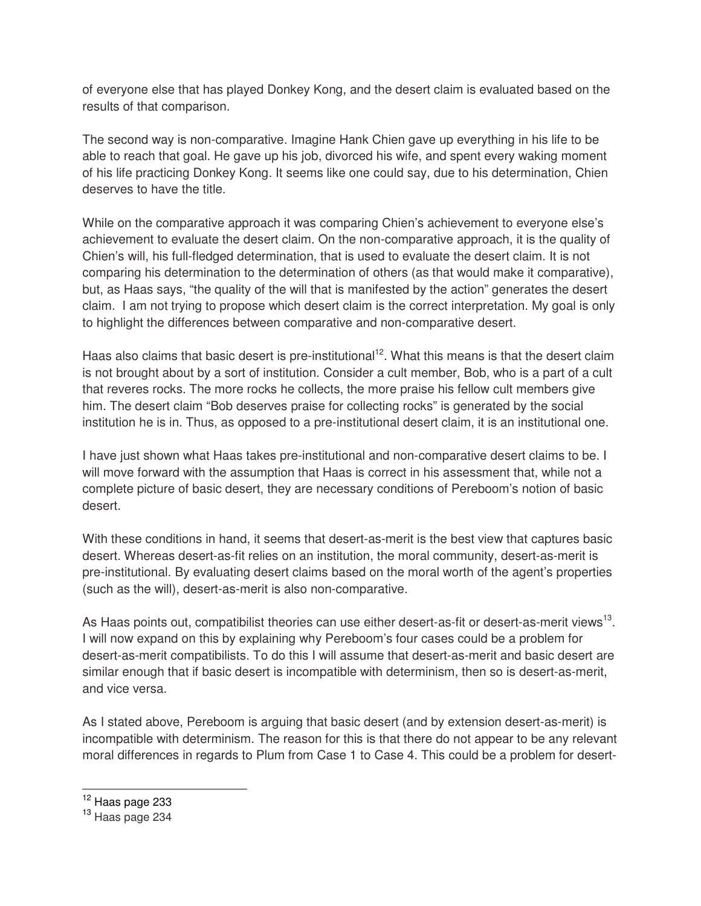of everyone else that has played Donkey Kong, and the desert claim is evaluated based on the results of that comparison.

The second way is non-comparative. Imagine Hank Chien gave up everything in his life to be able to reach that goal. He gave up his job, divorced his wife, and spent every waking moment of his life practicing Donkey Kong. It seems like one could say, due to his determination, Chien deserves to have the title.

While on the comparative approach it was comparing Chien's achievement to everyone else's achievement to evaluate the desert claim. On the non-comparative approach, it is the quality of Chien's will, his full-fledged determination, that is used to evaluate the desert claim. It is not comparing his determination to the determination of others (as that would make it comparative), but, as Haas says, "the quality of the will that is manifested by the action" generates the desert claim. I am not trying to propose which desert claim is the correct interpretation. My goal is only to highlight the differences between comparative and non-comparative desert.

Haas also claims that basic desert is pre-institutional[12]. What this means is that the desert claim is not brought about by a sort of institution. Consider a cult member, Bob, who is a part of a cult that reveres rocks. The more rocks he collects, the more praise his fellow cult members give him. The desert claim "Bob deserves praise for collecting rocks" is generated by the social institution he is in. Thus, as opposed to a pre-institutional desert claim, it is an institutional one.

I have just shown what Haas takes pre-institutional and non-comparative desert claims to be. I will move forward with the assumption that Haas is correct in his assessment that, while not a complete picture of basic desert, they are necessary conditions of Pereboom's notion of basic desert.

With these conditions in hand, it seems that desert-as-merit is the best view that captures basic desert. Whereas desert-as-fit relies on an institution, the moral community, desert-as-merit is pre-institutional. By evaluating desert claims based on the moral worth of the agent's properties (such as the will), desert-as-merit is also non-comparative.

As Haas points out, compatibilist theories can use either desert-as-fit or desert-as-merit views[13]. I will now expand on this by explaining why Pereboom's four cases could be a problem for desert-as-merit compatibilists. To do this I will assume that desert-as-merit and basic desert are similar enough that if basic desert is incompatible with determinism, then so is desert-as-merit, and vice versa.

As I stated above, Pereboom is arguing that basic desert (and by extension desert-as-merit) is incompatible with determinism. The reason for this is that there do not appear to be any relevant moral differences in regards to Plum from Case 1 to Case 4. This could be a problem for desert-

---

[12] Haas page 233

[13] Haas page 234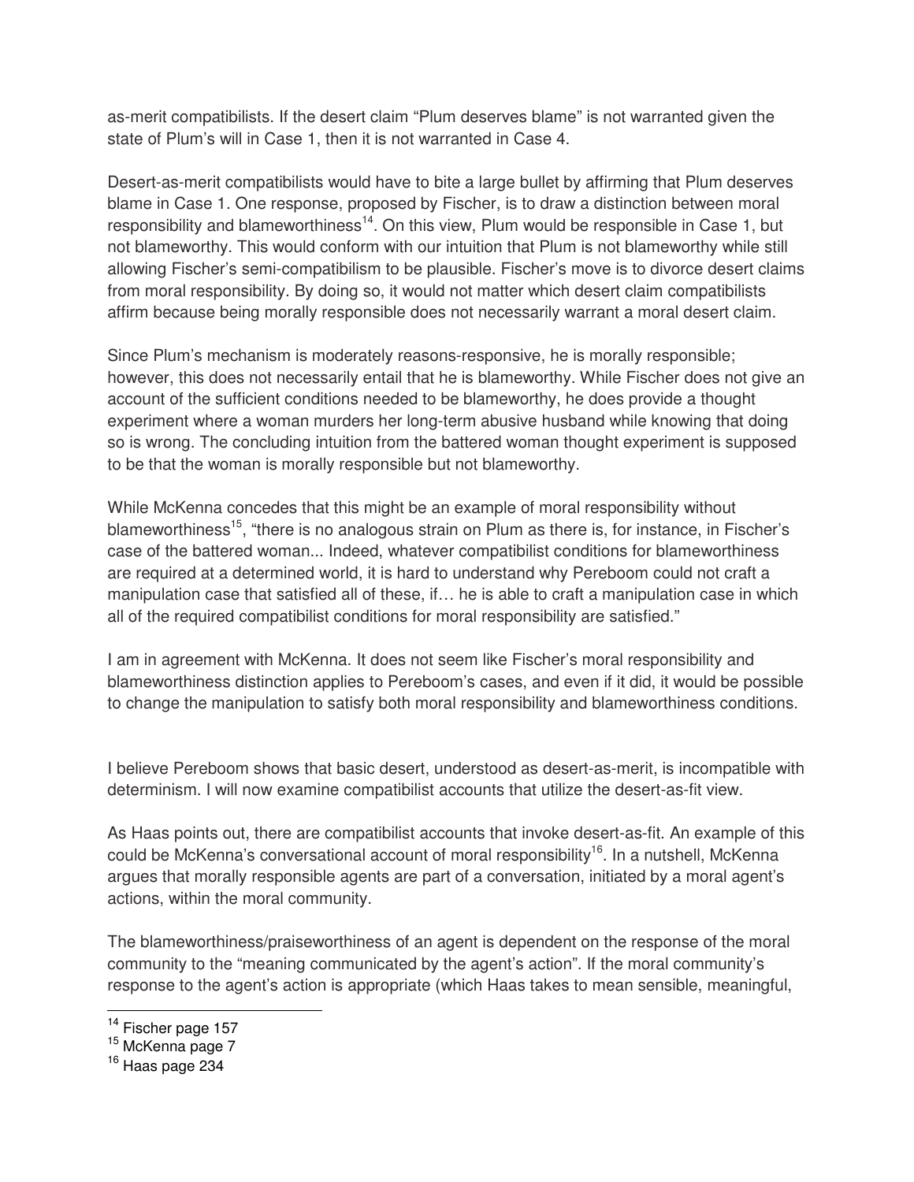as-merit compatibilists. If the desert claim “Plum deserves blame” is not warranted given the state of Plum’s will in Case 1, then it is not warranted in Case 4.

Desert-as-merit compatibilists would have to bite a large bullet by affirming that Plum deserves blame in Case 1. One response, proposed by Fischer, is to draw a distinction between moral responsibility and blameworthiness[14]. On this view, Plum would be responsible in Case 1, but not blameworthy. This would conform with our intuition that Plum is not blameworthy while still allowing Fischer’s semi-compatibilism to be plausible. Fischer’s move is to divorce desert claims from moral responsibility. By doing so, it would not matter which desert claim compatibilists affirm because being morally responsible does not necessarily warrant a moral desert claim.

Since Plum’s mechanism is moderately reasons-responsive, he is morally responsible; however, this does not necessarily entail that he is blameworthy. While Fischer does not give an account of the sufficient conditions needed to be blameworthy, he does provide a thought experiment where a woman murders her long-term abusive husband while knowing that doing so is wrong. The concluding intuition from the battered woman thought experiment is supposed to be that the woman is morally responsible but not blameworthy.

While McKenna concedes that this might be an example of moral responsibility without blameworthiness[15], “there is no analogous strain on Plum as there is, for instance, in Fischer’s case of the battered woman... Indeed, whatever compatibilist conditions for blameworthiness are required at a determined world, it is hard to understand why Pereboom could not craft a manipulation case that satisfied all of these, if… he is able to craft a manipulation case in which all of the required compatibilist conditions for moral responsibility are satisfied.”

I am in agreement with McKenna. It does not seem like Fischer’s moral responsibility and blameworthiness distinction applies to Pereboom’s cases, and even if it did, it would be possible to change the manipulation to satisfy both moral responsibility and blameworthiness conditions.

I believe Pereboom shows that basic desert, understood as desert-as-merit, is incompatible with determinism. I will now examine compatibilist accounts that utilize the desert-as-fit view.

As Haas points out, there are compatibilist accounts that invoke desert-as-fit. An example of this could be McKenna’s conversational account of moral responsibility[16]. In a nutshell, McKenna argues that morally responsible agents are part of a conversation, initiated by a moral agent’s actions, within the moral community.

The blameworthiness/praiseworthiness of an agent is dependent on the response of the moral community to the “meaning communicated by the agent’s action”. If the moral community’s response to the agent’s action is appropriate (which Haas takes to mean sensible, meaningful,

---

[14] Fischer page 157

[15] McKenna page 7

[16] Haas page 234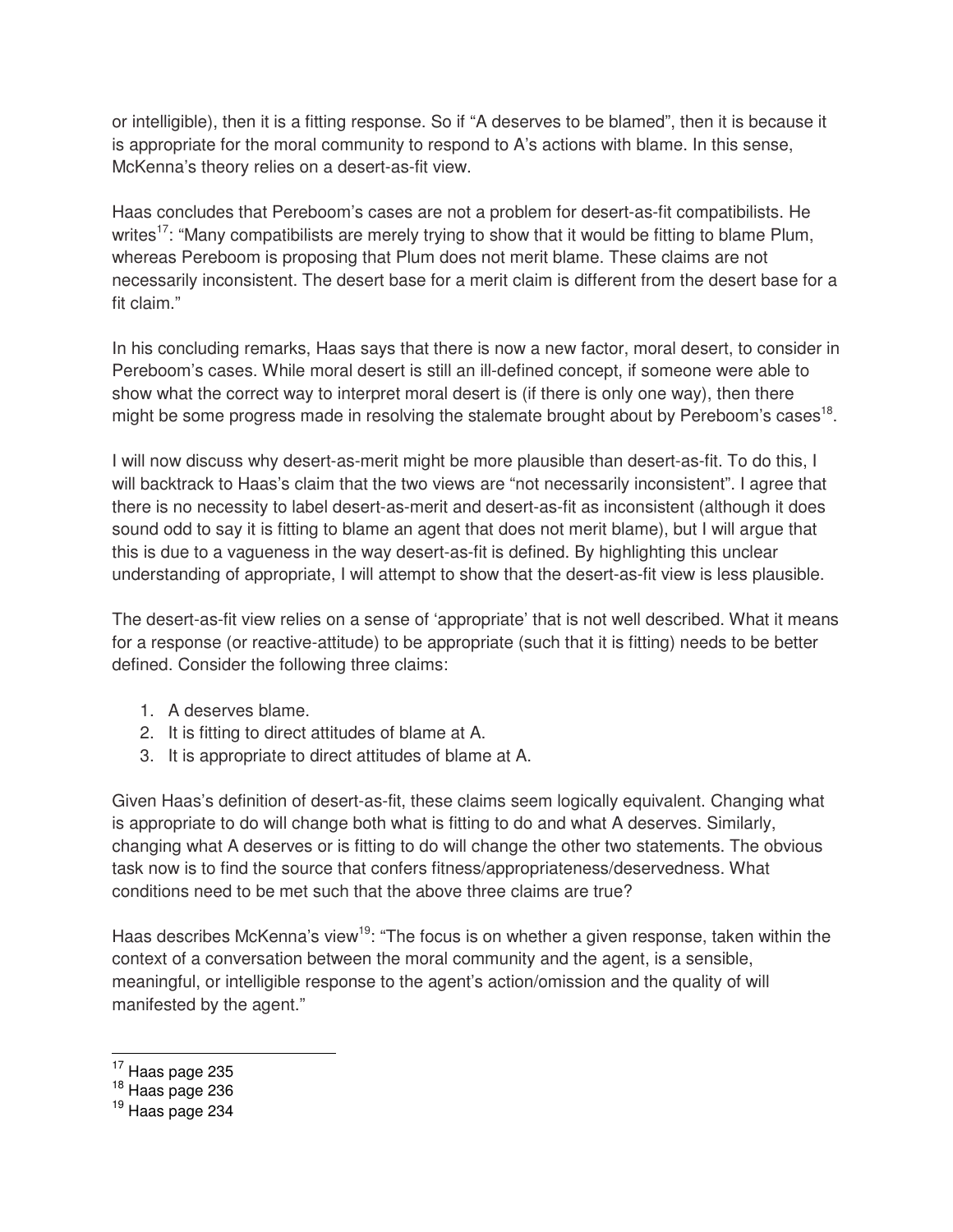or intelligible), then it is a fitting response. So if “A deserves to be blamed”, then it is because it is appropriate for the moral community to respond to A’s actions with blame. In this sense, McKenna’s theory relies on a desert-as-fit view.

Haas concludes that Pereboom’s cases are not a problem for desert-as-fit compatibilists. He writes[17]: “Many compatibilists are merely trying to show that it would be fitting to blame Plum, whereas Pereboom is proposing that Plum does not merit blame. These claims are not necessarily inconsistent. The desert base for a merit claim is different from the desert base for a fit claim.”

In his concluding remarks, Haas says that there is now a new factor, moral desert, to consider in Pereboom’s cases. While moral desert is still an ill-defined concept, if someone were able to show what the correct way to interpret moral desert is (if there is only one way), then there might be some progress made in resolving the stalemate brought about by Pereboom’s cases[18].

I will now discuss why desert-as-merit might be more plausible than desert-as-fit. To do this, I will backtrack to Haas’s claim that the two views are “not necessarily inconsistent”. I agree that there is no necessity to label desert-as-merit and desert-as-fit as inconsistent (although it does sound odd to say it is fitting to blame an agent that does not merit blame), but I will argue that this is due to a vagueness in the way desert-as-fit is defined. By highlighting this unclear understanding of appropriate, I will attempt to show that the desert-as-fit view is less plausible.

The desert-as-fit view relies on a sense of ‘appropriate’ that is not well described. What it means for a response (or reactive-attitude) to be appropriate (such that it is fitting) needs to be better defined. Consider the following three claims:

1. A deserves blame.
2. It is fitting to direct attitudes of blame at A.
3. It is appropriate to direct attitudes of blame at A.

Given Haas’s definition of desert-as-fit, these claims seem logically equivalent. Changing what is appropriate to do will change both what is fitting to do and what A deserves. Similarly, changing what A deserves or is fitting to do will change the other two statements. The obvious task now is to find the source that confers fitness/appropriateness/deservedness. What conditions need to be met such that the above three claims are true?

Haas describes McKenna’s view[19]: “The focus is on whether a given response, taken within the context of a conversation between the moral community and the agent, is a sensible, meaningful, or intelligible response to the agent’s action/omission and the quality of will manifested by the agent.”

[17] Haas page 235
[18] Haas page 236
[19] Haas page 234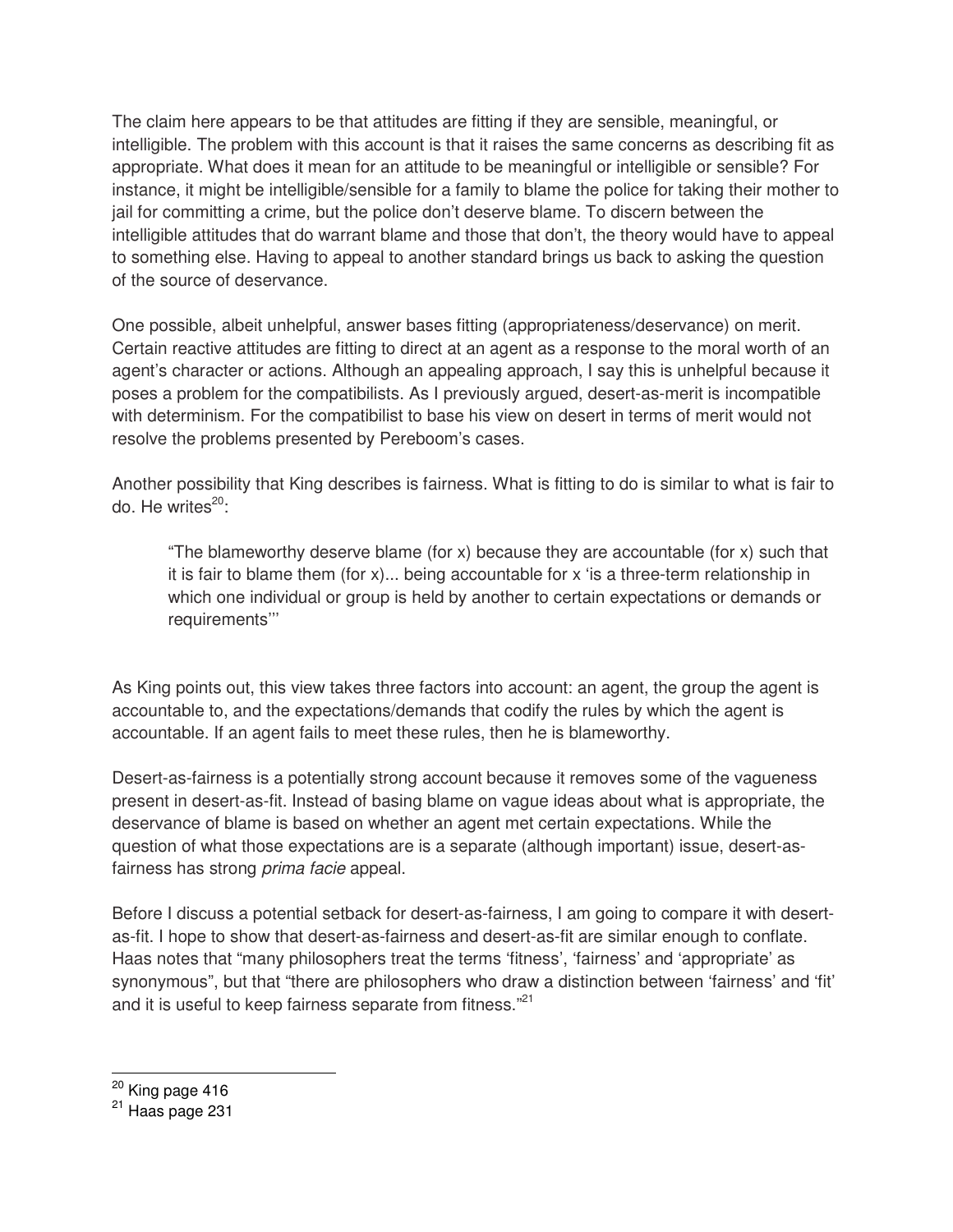The claim here appears to be that attitudes are fitting if they are sensible, meaningful, or intelligible. The problem with this account is that it raises the same concerns as describing fit as appropriate. What does it mean for an attitude to be meaningful or intelligible or sensible? For instance, it might be intelligible/sensible for a family to blame the police for taking their mother to jail for committing a crime, but the police don't deserve blame. To discern between the intelligible attitudes that do warrant blame and those that don't, the theory would have to appeal to something else. Having to appeal to another standard brings us back to asking the question of the source of deservance.

One possible, albeit unhelpful, answer bases fitting (appropriateness/deservance) on merit. Certain reactive attitudes are fitting to direct at an agent as a response to the moral worth of an agent's character or actions. Although an appealing approach, I say this is unhelpful because it poses a problem for the compatibilists. As I previously argued, desert-as-merit is incompatible with determinism. For the compatibilist to base his view on desert in terms of merit would not resolve the problems presented by Pereboom's cases.

Another possibility that King describes is fairness. What is fitting to do is similar to what is fair to do. He writes[20]:

> "The blameworthy deserve blame (for x) because they are accountable (for x) such that it is fair to blame them (for x)... being accountable for x 'is a three-term relationship in which one individual or group is held by another to certain expectations or demands or requirements'"

As King points out, this view takes three factors into account: an agent, the group the agent is accountable to, and the expectations/demands that codify the rules by which the agent is accountable. If an agent fails to meet these rules, then he is blameworthy.

Desert-as-fairness is a potentially strong account because it removes some of the vagueness present in desert-as-fit. Instead of basing blame on vague ideas about what is appropriate, the deservance of blame is based on whether an agent met certain expectations. While the question of what those expectations are is a separate (although important) issue, desert-as-fairness has strong *prima facie* appeal.

Before I discuss a potential setback for desert-as-fairness, I am going to compare it with desert-as-fit. I hope to show that desert-as-fairness and desert-as-fit are similar enough to conflate. Haas notes that "many philosophers treat the terms 'fitness', 'fairness' and 'appropriate' as synonymous", but that "there are philosophers who draw a distinction between 'fairness' and 'fit' and it is useful to keep fairness separate from fitness."[21]

---

[20] King page 416

[21] Haas page 231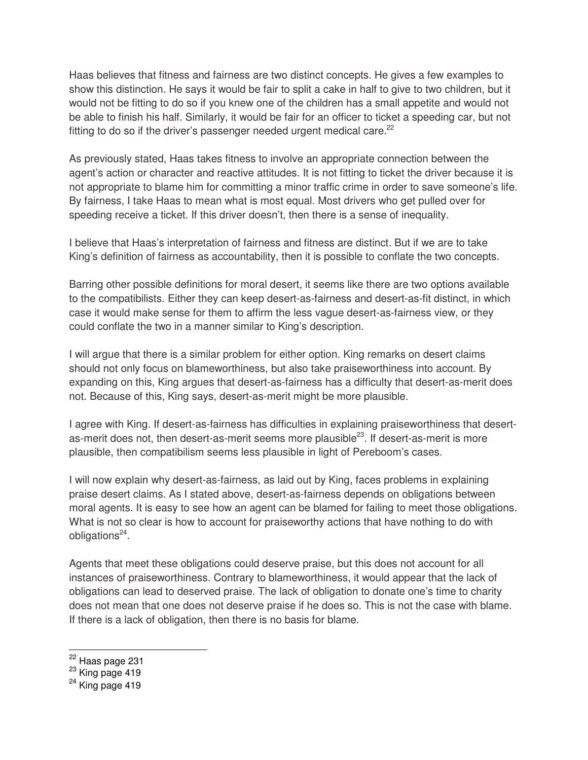Haas believes that fitness and fairness are two distinct concepts. He gives a few examples to show this distinction. He says it would be fair to split a cake in half to give to two children, but it would not be fitting to do so if you knew one of the children has a small appetite and would not be able to finish his half. Similarly, it would be fair for an officer to ticket a speeding car, but not fitting to do so if the driver's passenger needed urgent medical care.[22]

As previously stated, Haas takes fitness to involve an appropriate connection between the agent's action or character and reactive attitudes. It is not fitting to ticket the driver because it is not appropriate to blame him for committing a minor traffic crime in order to save someone's life. By fairness, I take Haas to mean what is most equal. Most drivers who get pulled over for speeding receive a ticket. If this driver doesn't, then there is a sense of inequality.

I believe that Haas's interpretation of fairness and fitness are distinct. But if we are to take King's definition of fairness as accountability, then it is possible to conflate the two concepts.

Barring other possible definitions for moral desert, it seems like there are two options available to the compatibilists. Either they can keep desert-as-fairness and desert-as-fit distinct, in which case it would make sense for them to affirm the less vague desert-as-fairness view, or they could conflate the two in a manner similar to King's description.

I will argue that there is a similar problem for either option. King remarks on desert claims should not only focus on blameworthiness, but also take praiseworthiness into account. By expanding on this, King argues that desert-as-fairness has a difficulty that desert-as-merit does not. Because of this, King says, desert-as-merit might be more plausible.

I agree with King. If desert-as-fairness has difficulties in explaining praiseworthiness that desert-as-merit does not, then desert-as-merit seems more plausible[23]. If desert-as-merit is more plausible, then compatibilism seems less plausible in light of Pereboom's cases.

I will now explain why desert-as-fairness, as laid out by King, faces problems in explaining praise desert claims. As I stated above, desert-as-fairness depends on obligations between moral agents. It is easy to see how an agent can be blamed for failing to meet those obligations. What is not so clear is how to account for praiseworthy actions that have nothing to do with obligations[24].

Agents that meet these obligations could deserve praise, but this does not account for all instances of praiseworthiness. Contrary to blameworthiness, it would appear that the lack of obligations can lead to deserved praise. The lack of obligation to donate one's time to charity does not mean that one does not deserve praise if he does so. This is not the case with blame. If there is a lack of obligation, then there is no basis for blame.

---

[22] Haas page 231
[23] King page 419
[24] King page 419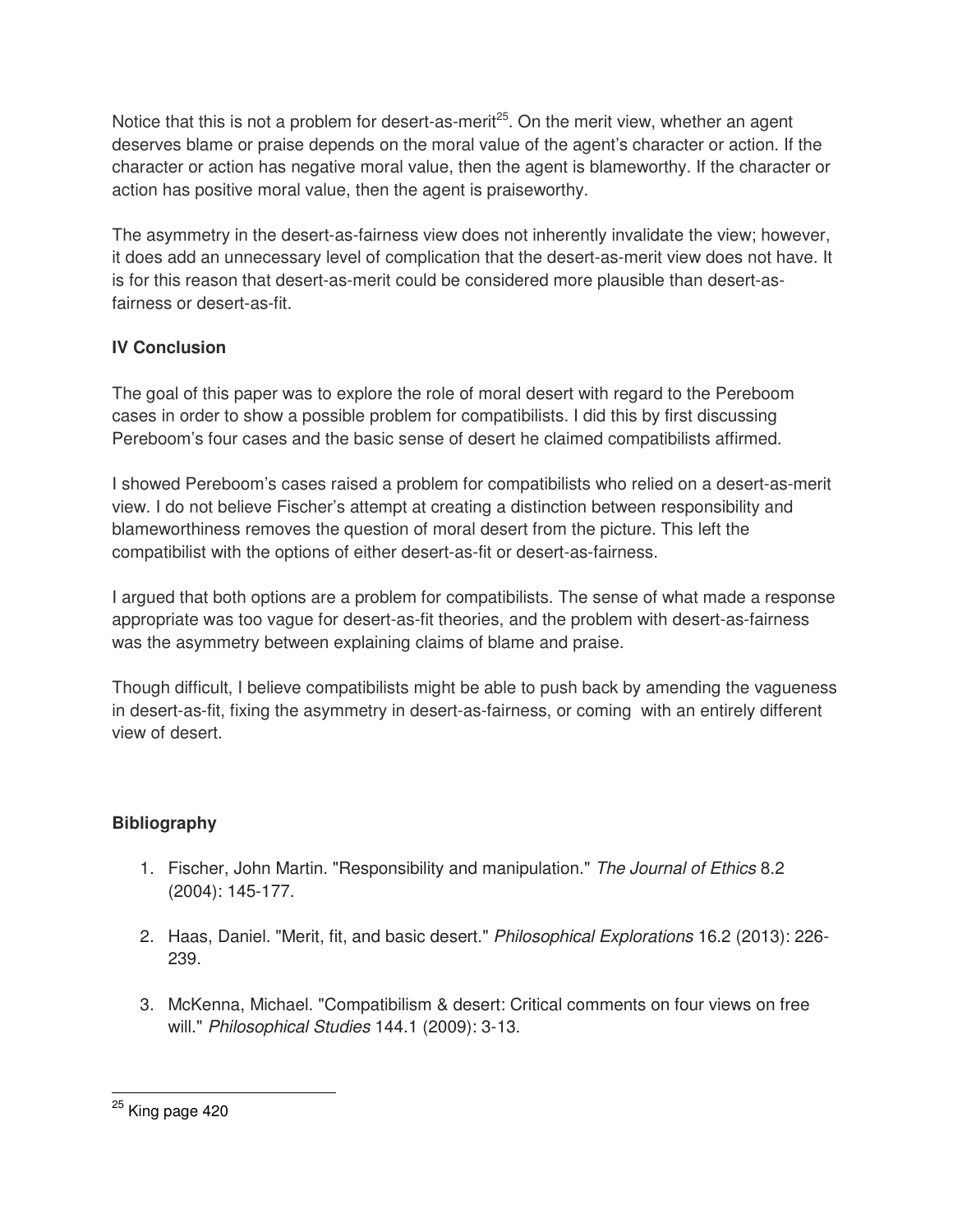Notice that this is not a problem for desert-as-merit[25]. On the merit view, whether an agent deserves blame or praise depends on the moral value of the agent's character or action. If the character or action has negative moral value, then the agent is blameworthy. If the character or action has positive moral value, then the agent is praiseworthy.

The asymmetry in the desert-as-fairness view does not inherently invalidate the view; however, it does add an unnecessary level of complication that the desert-as-merit view does not have. It is for this reason that desert-as-merit could be considered more plausible than desert-as-fairness or desert-as-fit.

## IV Conclusion

The goal of this paper was to explore the role of moral desert with regard to the Pereboom cases in order to show a possible problem for compatibilists. I did this by first discussing Pereboom's four cases and the basic sense of desert he claimed compatibilists affirmed.

I showed Pereboom's cases raised a problem for compatibilists who relied on a desert-as-merit view. I do not believe Fischer's attempt at creating a distinction between responsibility and blameworthiness removes the question of moral desert from the picture. This left the compatibilist with the options of either desert-as-fit or desert-as-fairness.

I argued that both options are a problem for compatibilists. The sense of what made a response appropriate was too vague for desert-as-fit theories, and the problem with desert-as-fairness was the asymmetry between explaining claims of blame and praise.

Though difficult, I believe compatibilists might be able to push back by amending the vagueness in desert-as-fit, fixing the asymmetry in desert-as-fairness, or coming with an entirely different view of desert.

## Bibliography

1. Fischer, John Martin. "Responsibility and manipulation." *The Journal of Ethics* 8.2 (2004): 145-177.

2. Haas, Daniel. "Merit, fit, and basic desert." *Philosophical Explorations* 16.2 (2013): 226-239.

3. McKenna, Michael. "Compatibilism & desert: Critical comments on four views on free will." *Philosophical Studies* 144.1 (2009): 3-13.

---

[25] King page 420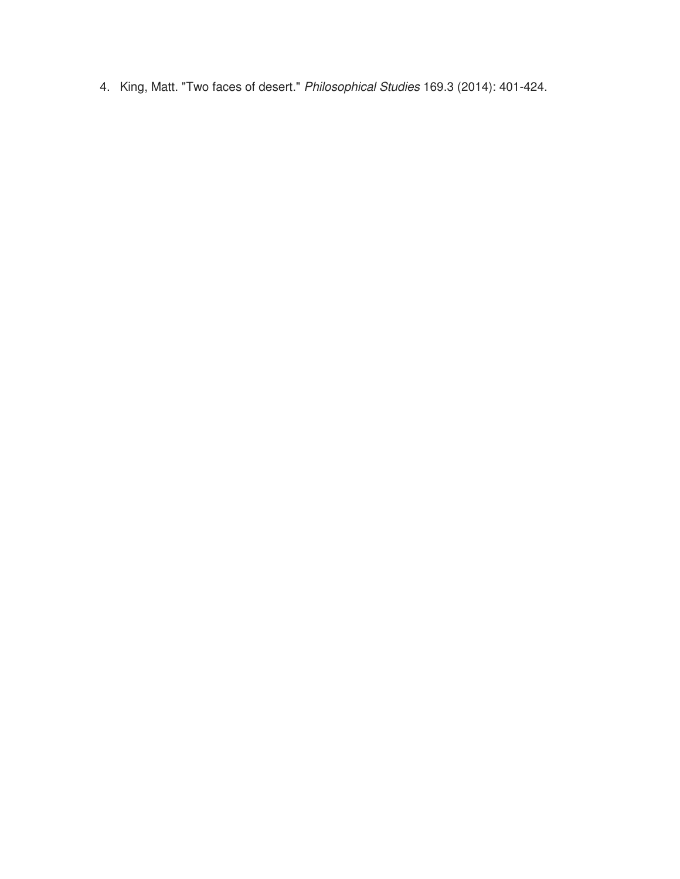4. King, Matt. "Two faces of desert." *Philosophical Studies* 169.3 (2014): 401-424.